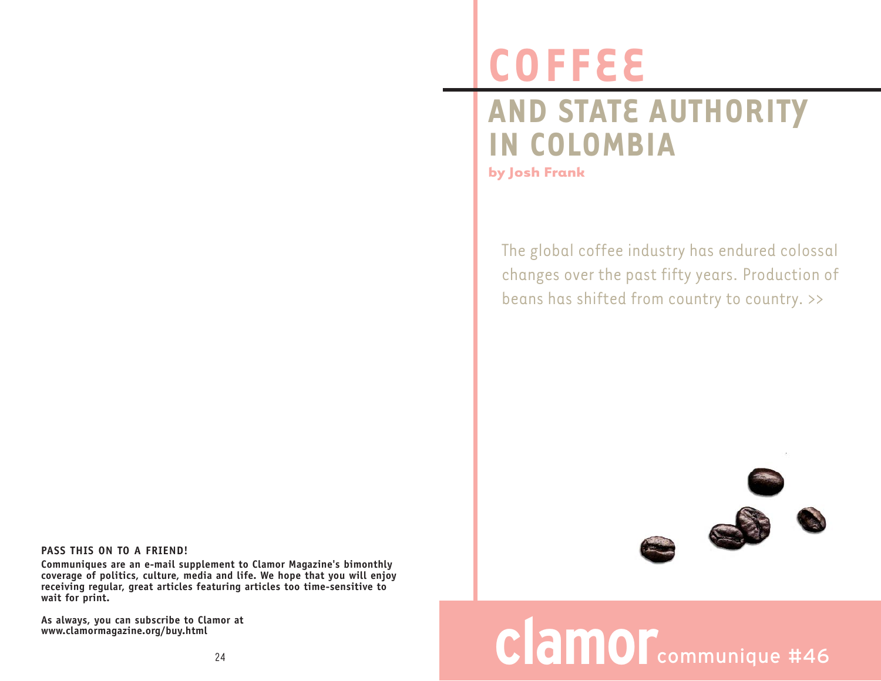**PASS THIS ON TO A FRIEND!**

**Communiques are an e-mail supplement to Clamor Magazine's bimonthly coverage of politics, culture, media and life. We hope that you will enjoy receiving regular, great articles featuring articles too time-sensitive to wait for print.**

**As always, you can subscribe to Clamor at www.clamormagazine.org/buy.html**

# COFFEE

## AND STATE AUTHORITY IN COLOMBIA

**by Josh Frank**

The global coffee industry has endured colossal changes over the past fifty years. Production of beans has shifted from country to country. >>

clamor communique #46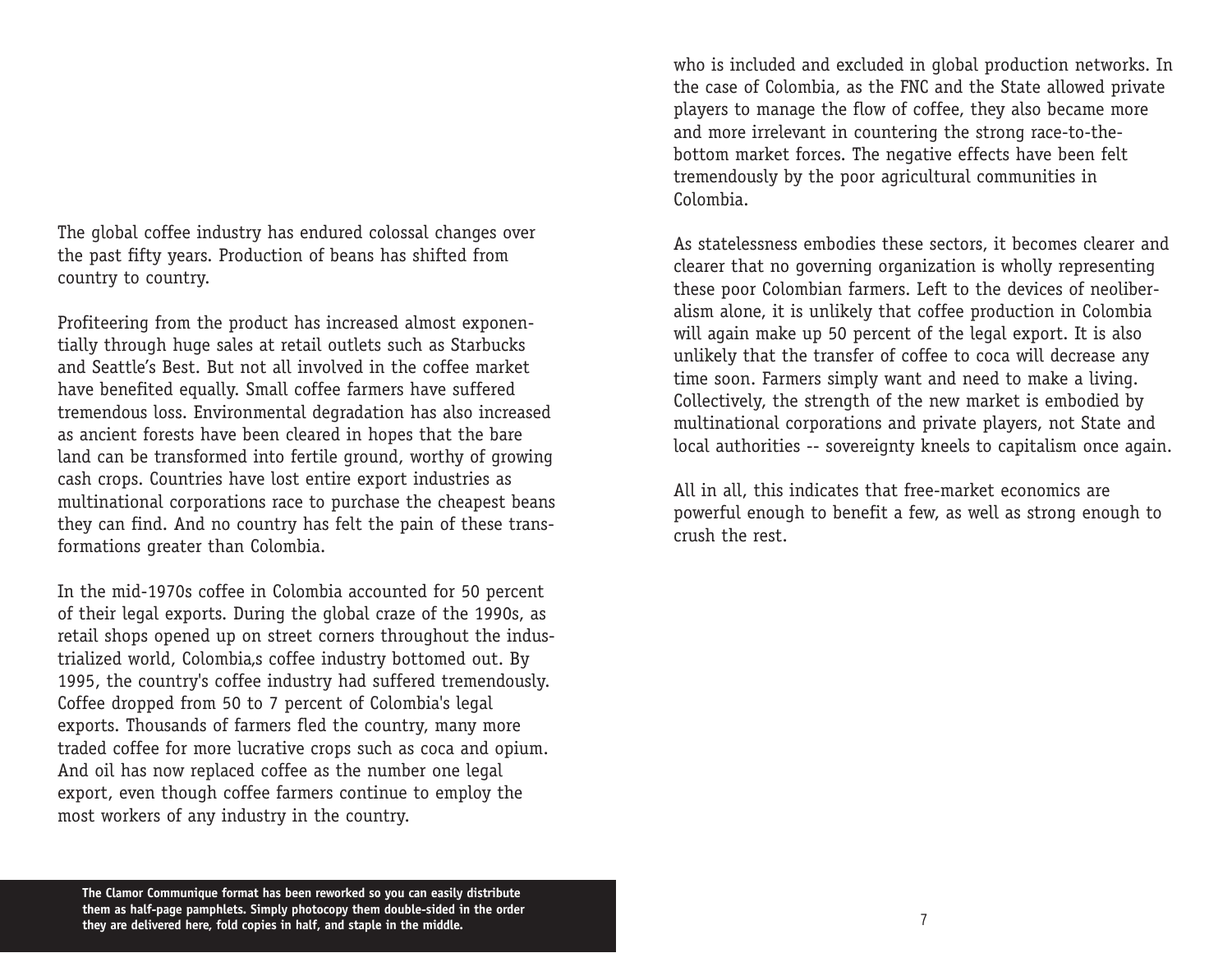The global coffee industry has endured colossal changes over the past fifty years. Production of beans has shifted from country to country.

Profiteering from the product has increased almost exponentially through huge sales at retail outlets such as Starbucks and Seattle's Best. But not all involved in the coffee market have benefited equally. Small coffee farmers have suffered tremendous loss. Environmental degradation has also increased as ancient forests have been cleared in hopes that the bare land can be transformed into fertile ground, worthy of growing cash crops. Countries have lost entire export industries as multinational corporations race to purchase the cheapest beans they can find. And no country has felt the pain of these transformations greater than Colombia.

In the mid-1970s coffee in Colombia accounted for 50 percent of their legal exports. During the global craze of the 1990s, as retail shops opened up on street corners throughout the industrialized world, Colombia‚s coffee industry bottomed out. By 1995, the country's coffee industry had suffered tremendously. Coffee dropped from 50 to 7 percent of Colombia's legal exports. Thousands of farmers fled the country, many more traded coffee for more lucrative crops such as coca and opium. And oil has now replaced coffee as the number one legal export, even though coffee farmers continue to employ the most workers of any industry in the country.

**The Clamor Communique format has been reworked so you can easily distribute them as half-page pamphlets. Simply photocopy them double-sided in the order they are delivered here, fold copies in half, and staple in the middle.**

who is included and excluded in global production networks. In the case of Colombia, as the FNC and the State allowed private players to manage the flow of coffee, they also became more and more irrelevant in countering the strong race-to-the-bottom market forces. The negative effects have been felt tremendously by the poor agricultural communities in Colombia.

As statelessness embodies these sectors, it becomes clearer and clearer that no governing organization is wholly representing these poor Colombian farmers. Left to the devices of neoliberalism alone, it is unlikely that coffee production in Colombia will again make up 50 percent of the legal export. It is also unlikely that the transfer of coffee to coca will decrease any time soon. Farmers simply want and need to make a living. Collectively, the strength of the new market is embodied by multinational corporations and private players, not State and local authorities -- sovereignty kneels to capitalism once again.

All in all, this indicates that free-market economics are powerful enough to benefit a few, as well as strong enough to crush the rest.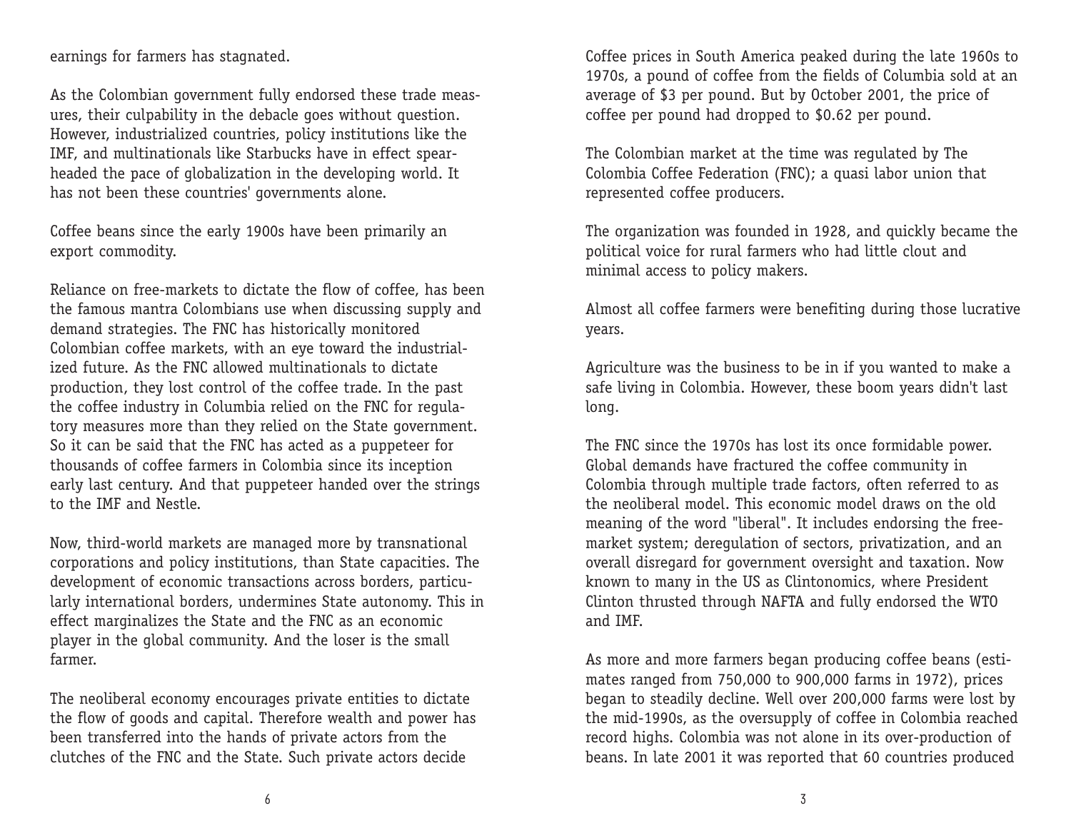earnings for farmers has stagnated.

As the Colombian government fully endorsed these trade measures, their culpability in the debacle goes without question. However, industrialized countries, policy institutions like the IMF, and multinationals like Starbucks have in effect spearheaded the pace of globalization in the developing world. It has not been these countries' governments alone.

Coffee beans since the early 1900s have been primarily an export commodity.

Reliance on free-markets to dictate the flow of coffee, has been the famous mantra Colombians use when discussing supply and demand strategies. The FNC has historically monitored Colombian coffee markets, with an eye toward the industrialized future. As the FNC allowed multinationals to dictate production, they lost control of the coffee trade. In the past the coffee industry in Columbia relied on the FNC for regulatory measures more than they relied on the State government. So it can be said that the FNC has acted as a puppeteer for thousands of coffee farmers in Colombia since its inception early last century. And that puppeteer handed over the strings to the IMF and Nestle.

Now, third-world markets are managed more by transnational corporations and policy institutions, than State capacities. The development of economic transactions across borders, particularly international borders, undermines State autonomy. This in effect marginalizes the State and the FNC as an economic player in the global community. And the loser is the small farmer.

The neoliberal economy encourages private entities to dictate the flow of goods and capital. Therefore wealth and power has been transferred into the hands of private actors from the clutches of the FNC and the State. Such private actors decide

Coffee prices in South America peaked during the late 1960s to 1970s, a pound of coffee from the fields of Columbia sold at an average of $3 per pound. But by October 2001, the price of coffee per pound had dropped to $0.62 per pound.

The Colombian market at the time was regulated by The Colombia Coffee Federation (FNC); a quasi labor union that represented coffee producers.

The organization was founded in 1928, and quickly became the political voice for rural farmers who had little clout and minimal access to policy makers.

Almost all coffee farmers were benefiting during those lucrative years.

Agriculture was the business to be in if you wanted to make a safe living in Colombia. However, these boom years didn't last long.

The FNC since the 1970s has lost its once formidable power. Global demands have fractured the coffee community in Colombia through multiple trade factors, often referred to as the neoliberal model. This economic model draws on the old meaning of the word "liberal". It includes endorsing the free-market system; deregulation of sectors, privatization, and an overall disregard for government oversight and taxation. Now known to many in the US as Clintonomics, where President Clinton thrusted through NAFTA and fully endorsed the WTO and IMF.

As more and more farmers began producing coffee beans (estimates ranged from 750,000 to 900,000 farms in 1972), prices began to steadily decline. Well over 200,000 farms were lost by the mid-1990s, as the oversupply of coffee in Colombia reached record highs. Colombia was not alone in its over-production of beans. In late 2001 it was reported that 60 countries produced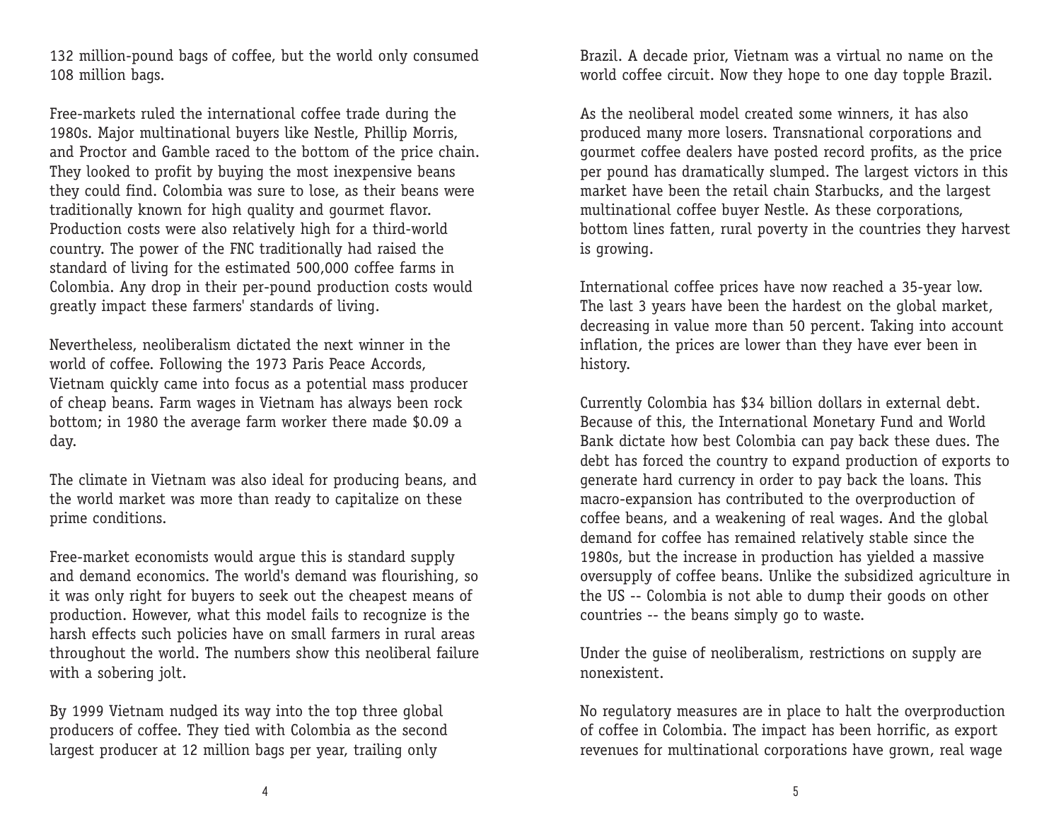132 million-pound bags of coffee, but the world only consumed 108 million bags.

Free-markets ruled the international coffee trade during the 1980s. Major multinational buyers like Nestle, Phillip Morris, and Proctor and Gamble raced to the bottom of the price chain. They looked to profit by buying the most inexpensive beans they could find. Colombia was sure to lose, as their beans were traditionally known for high quality and gourmet flavor. Production costs were also relatively high for a third-world country. The power of the FNC traditionally had raised the standard of living for the estimated 500,000 coffee farms in Colombia. Any drop in their per-pound production costs would greatly impact these farmers' standards of living.

Nevertheless, neoliberalism dictated the next winner in the world of coffee. Following the 1973 Paris Peace Accords, Vietnam quickly came into focus as a potential mass producer of cheap beans. Farm wages in Vietnam has always been rock bottom; in 1980 the average farm worker there made $0.09 a day.

The climate in Vietnam was also ideal for producing beans, and the world market was more than ready to capitalize on these prime conditions.

Free-market economists would argue this is standard supply and demand economics. The world's demand was flourishing, so it was only right for buyers to seek out the cheapest means of production. However, what this model fails to recognize is the harsh effects such policies have on small farmers in rural areas throughout the world. The numbers show this neoliberal failure with a sobering jolt.

By 1999 Vietnam nudged its way into the top three global producers of coffee. They tied with Colombia as the second largest producer at 12 million bags per year, trailing only Brazil. A decade prior, Vietnam was a virtual no name on the world coffee circuit. Now they hope to one day topple Brazil.

As the neoliberal model created some winners, it has also produced many more losers. Transnational corporations and gourmet coffee dealers have posted record profits, as the price per pound has dramatically slumped. The largest victors in this market have been the retail chain Starbucks, and the largest multinational coffee buyer Nestle. As these corporations, bottom lines fatten, rural poverty in the countries they harvest is growing.

International coffee prices have now reached a 35-year low. The last 3 years have been the hardest on the global market, decreasing in value more than 50 percent. Taking into account inflation, the prices are lower than they have ever been in history.

Currently Colombia has $34 billion dollars in external debt. Because of this, the International Monetary Fund and World Bank dictate how best Colombia can pay back these dues. The debt has forced the country to expand production of exports to generate hard currency in order to pay back the loans. This macro-expansion has contributed to the overproduction of coffee beans, and a weakening of real wages. And the global demand for coffee has remained relatively stable since the 1980s, but the increase in production has yielded a massive oversupply of coffee beans. Unlike the subsidized agriculture in the US -- Colombia is not able to dump their goods on other countries -- the beans simply go to waste.

Under the guise of neoliberalism, restrictions on supply are nonexistent.

No regulatory measures are in place to halt the overproduction of coffee in Colombia. The impact has been horrific, as export revenues for multinational corporations have grown, real wage